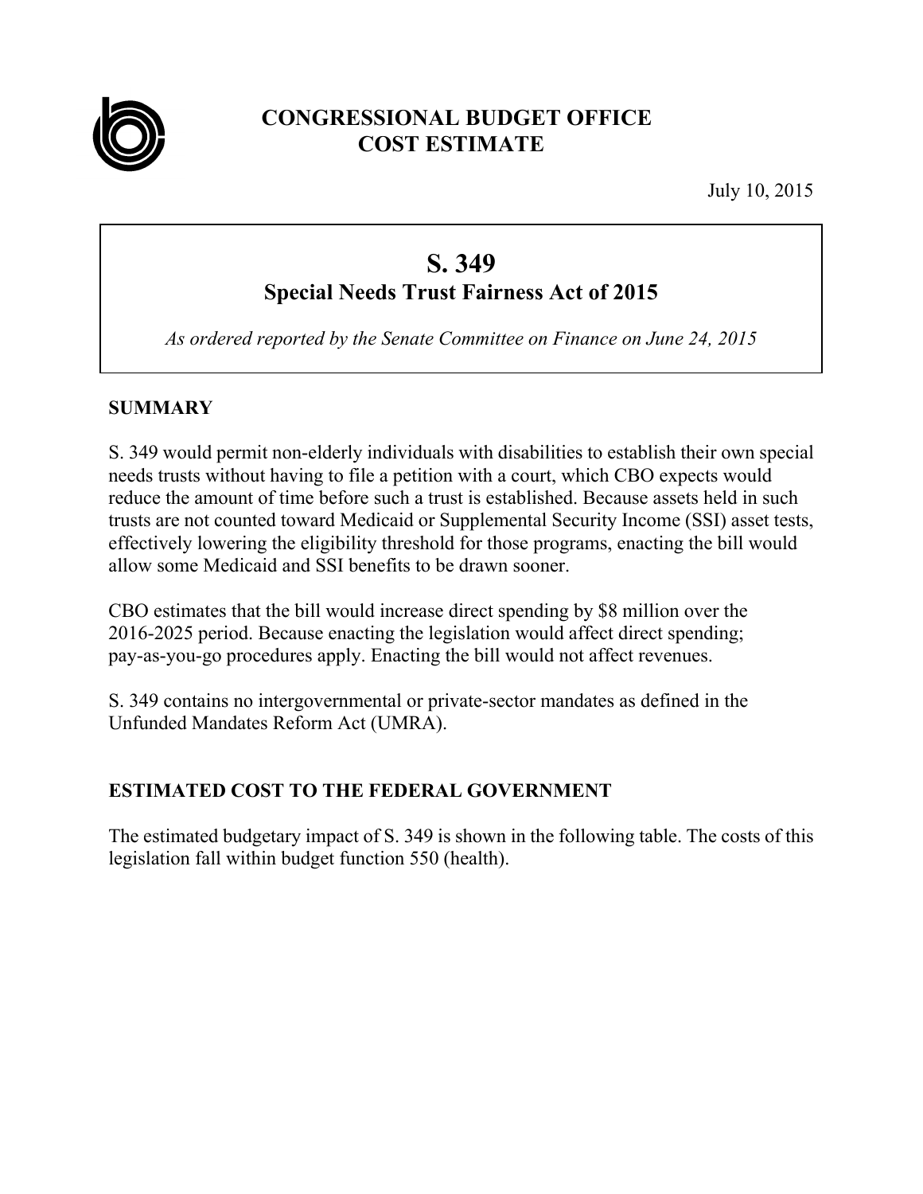# CONGRESSIONAL BUDGET OFFICE
# COST ESTIMATE

July 10, 2015

## S. 349
### Special Needs Trust Fairness Act of 2015

*As ordered reported by the Senate Committee on Finance on June 24, 2015*

## SUMMARY

S. 349 would permit non-elderly individuals with disabilities to establish their own special needs trusts without having to file a petition with a court, which CBO expects would reduce the amount of time before such a trust is established. Because assets held in such trusts are not counted toward Medicaid or Supplemental Security Income (SSI) asset tests, effectively lowering the eligibility threshold for those programs, enacting the bill would allow some Medicaid and SSI benefits to be drawn sooner.

CBO estimates that the bill would increase direct spending by $8 million over the 2016-2025 period. Because enacting the legislation would affect direct spending; pay-as-you-go procedures apply. Enacting the bill would not affect revenues.

S. 349 contains no intergovernmental or private-sector mandates as defined in the Unfunded Mandates Reform Act (UMRA).

## ESTIMATED COST TO THE FEDERAL GOVERNMENT

The estimated budgetary impact of S. 349 is shown in the following table. The costs of this legislation fall within budget function 550 (health).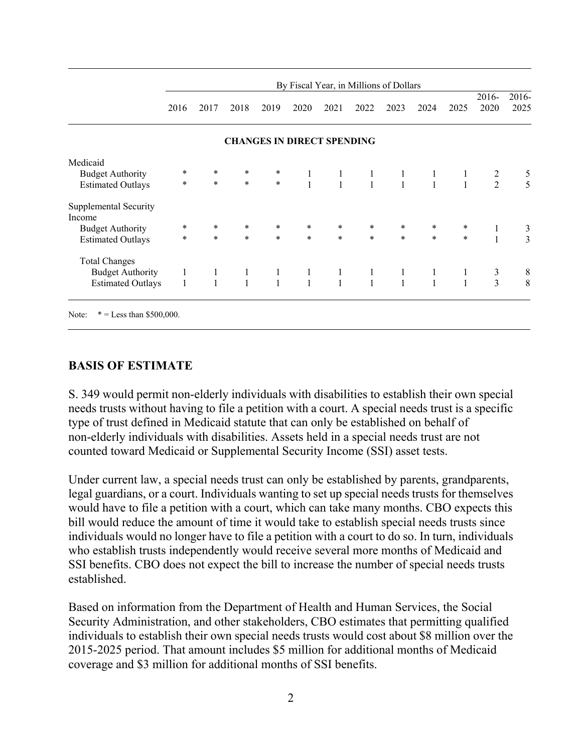| | By Fiscal Year, in Millions of Dollars | | | | | | | | | | | |
|---|---|---|---|---|---|---|---|---|---|---|---|---|
| | 2016 | 2017 | 2018 | 2019 | 2020 | 2021 | 2022 | 2023 | 2024 | 2025 | 2016-2020 | 2016-2025 |
| **CHANGES IN DIRECT SPENDING** | | | | | | | | | | | | |
| Medicaid | | | | | | | | | | | | |
| Budget Authority | * | * | * | * | 1 | 1 | 1 | 1 | 1 | 1 | 2 | 5 |
| Estimated Outlays | * | * | * | * | 1 | 1 | 1 | 1 | 1 | 1 | 2 | 5 |
| Supplemental Security Income | | | | | | | | | | | | |
| Budget Authority | * | * | * | * | * | * | * | * | * | * | 1 | 3 |
| Estimated Outlays | * | * | * | * | * | * | * | * | * | * | 1 | 3 |
| Total Changes | | | | | | | | | | | | |
| Budget Authority | 1 | 1 | 1 | 1 | 1 | 1 | 1 | 1 | 1 | 1 | 3 | 8 |
| Estimated Outlays | 1 | 1 | 1 | 1 | 1 | 1 | 1 | 1 | 1 | 1 | 3 | 8 |

Note: * = Less than $500,000.

## BASIS OF ESTIMATE

S. 349 would permit non-elderly individuals with disabilities to establish their own special needs trusts without having to file a petition with a court. A special needs trust is a specific type of trust defined in Medicaid statute that can only be established on behalf of non-elderly individuals with disabilities. Assets held in a special needs trust are not counted toward Medicaid or Supplemental Security Income (SSI) asset tests.

Under current law, a special needs trust can only be established by parents, grandparents, legal guardians, or a court. Individuals wanting to set up special needs trusts for themselves would have to file a petition with a court, which can take many months. CBO expects this bill would reduce the amount of time it would take to establish special needs trusts since individuals would no longer have to file a petition with a court to do so. In turn, individuals who establish trusts independently would receive several more months of Medicaid and SSI benefits. CBO does not expect the bill to increase the number of special needs trusts established.

Based on information from the Department of Health and Human Services, the Social Security Administration, and other stakeholders, CBO estimates that permitting qualified individuals to establish their own special needs trusts would cost about $8 million over the 2015-2025 period. That amount includes $5 million for additional months of Medicaid coverage and $3 million for additional months of SSI benefits.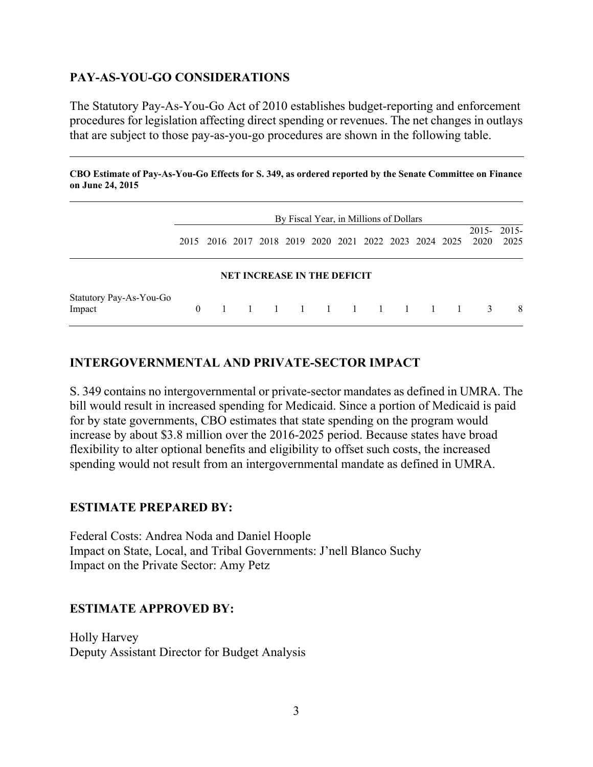## PAY-AS-YOU-GO CONSIDERATIONS

The Statutory Pay-As-You-Go Act of 2010 establishes budget-reporting and enforcement procedures for legislation affecting direct spending or revenues. The net changes in outlays that are subject to those pay-as-you-go procedures are shown in the following table.

**CBO Estimate of Pay-As-You-Go Effects for S. 349, as ordered reported by the Senate Committee on Finance on June 24, 2015**

| | By Fiscal Year, in Millions of Dollars | | | | | | | | | | | | |
|---|---|---|---|---|---|---|---|---|---|---|---|---|---|
| | 2015 | 2016 | 2017 | 2018 | 2019 | 2020 | 2021 | 2022 | 2023 | 2024 | 2025 | 2015-2020 | 2015-2025 |
| **NET INCREASE IN THE DEFICIT** | | | | | | | | | | | | | |
| Statutory Pay-As-You-Go Impact | 0 | 1 | 1 | 1 | 1 | 1 | 1 | 1 | 1 | 1 | 1 | 3 | 8 |

## INTERGOVERNMENTAL AND PRIVATE-SECTOR IMPACT

S. 349 contains no intergovernmental or private-sector mandates as defined in UMRA. The bill would result in increased spending for Medicaid. Since a portion of Medicaid is paid for by state governments, CBO estimates that state spending on the program would increase by about $3.8 million over the 2016-2025 period. Because states have broad flexibility to alter optional benefits and eligibility to offset such costs, the increased spending would not result from an intergovernmental mandate as defined in UMRA.

## ESTIMATE PREPARED BY:

Federal Costs: Andrea Noda and Daniel Hoople
Impact on State, Local, and Tribal Governments: J'nell Blanco Suchy
Impact on the Private Sector: Amy Petz

## ESTIMATE APPROVED BY:

Holly Harvey
Deputy Assistant Director for Budget Analysis